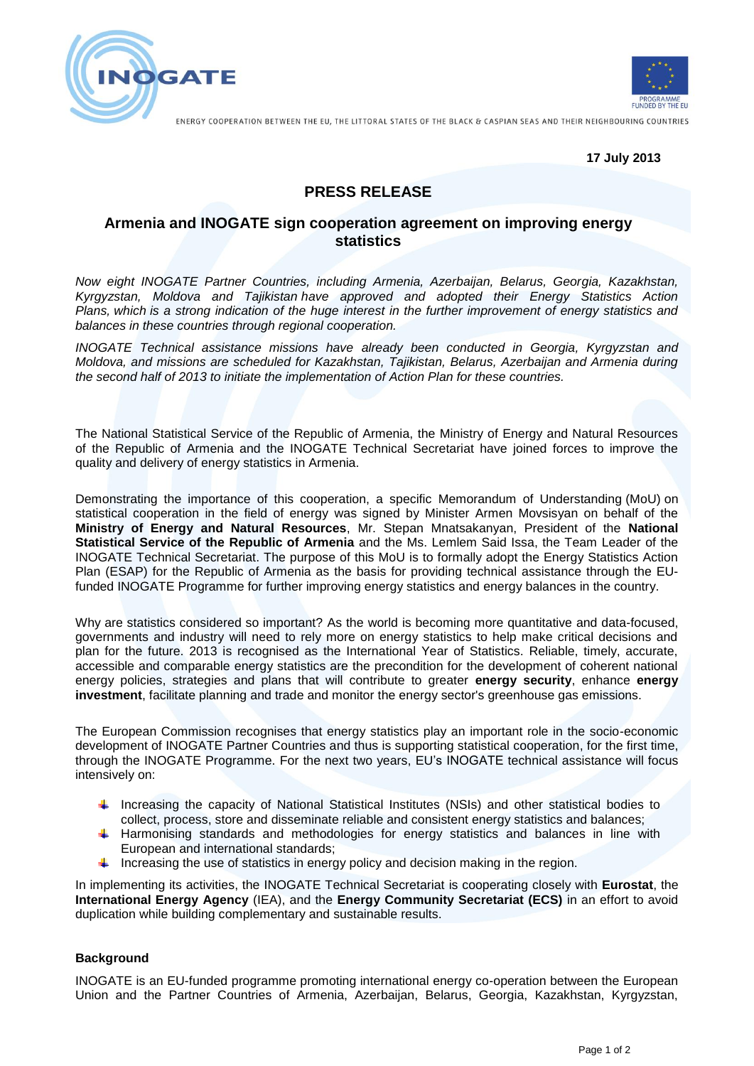INOGATE

PROGRAMME FUNDED BY THE EU

ENERGY COOPERATION BETWEEN THE EU, THE LITTORAL STATES OF THE BLACK & CASPIAN SEAS AND THEIR NEIGHBOURING COUNTRIES

**17 July 2013**

# PRESS RELEASE

## Armenia and INOGATE sign cooperation agreement on improving energy statistics

*Now eight INOGATE Partner Countries, including Armenia, Azerbaijan, Belarus, Georgia, Kazakhstan, Kyrgyzstan, Moldova and Tajikistan have approved and adopted their Energy Statistics Action Plans, which is a strong indication of the huge interest in the further improvement of energy statistics and balances in these countries through regional cooperation.*

*INOGATE Technical assistance missions have already been conducted in Georgia, Kyrgyzstan and Moldova, and missions are scheduled for Kazakhstan, Tajikistan, Belarus, Azerbaijan and Armenia during the second half of 2013 to initiate the implementation of Action Plan for these countries.*

The National Statistical Service of the Republic of Armenia, the Ministry of Energy and Natural Resources of the Republic of Armenia and the INOGATE Technical Secretariat have joined forces to improve the quality and delivery of energy statistics in Armenia.

Demonstrating the importance of this cooperation, a specific Memorandum of Understanding (MoU) on statistical cooperation in the field of energy was signed by Minister Armen Movsisyan on behalf of the **Ministry of Energy and Natural Resources**, Mr. Stepan Mnatsakanyan, President of the **National Statistical Service of the Republic of Armenia** and the Ms. Lemlem Said Issa, the Team Leader of the INOGATE Technical Secretariat. The purpose of this MoU is to formally adopt the Energy Statistics Action Plan (ESAP) for the Republic of Armenia as the basis for providing technical assistance through the EU-funded INOGATE Programme for further improving energy statistics and energy balances in the country.

Why are statistics considered so important? As the world is becoming more quantitative and data-focused, governments and industry will need to rely more on energy statistics to help make critical decisions and plan for the future. 2013 is recognised as the International Year of Statistics. Reliable, timely, accurate, accessible and comparable energy statistics are the precondition for the development of coherent national energy policies, strategies and plans that will contribute to greater **energy security**, enhance **energy investment**, facilitate planning and trade and monitor the energy sector's greenhouse gas emissions.

The European Commission recognises that energy statistics play an important role in the socio-economic development of INOGATE Partner Countries and thus is supporting statistical cooperation, for the first time, through the INOGATE Programme. For the next two years, EU's INOGATE technical assistance will focus intensively on:

- Increasing the capacity of National Statistical Institutes (NSIs) and other statistical bodies to collect, process, store and disseminate reliable and consistent energy statistics and balances;
- Harmonising standards and methodologies for energy statistics and balances in line with European and international standards;
- Increasing the use of statistics in energy policy and decision making in the region.

In implementing its activities, the INOGATE Technical Secretariat is cooperating closely with **Eurostat**, the **International Energy Agency** (IEA), and the **Energy Community Secretariat (ECS)** in an effort to avoid duplication while building complementary and sustainable results.

### Background

INOGATE is an EU-funded programme promoting international energy co-operation between the European Union and the Partner Countries of Armenia, Azerbaijan, Belarus, Georgia, Kazakhstan, Kyrgyzstan,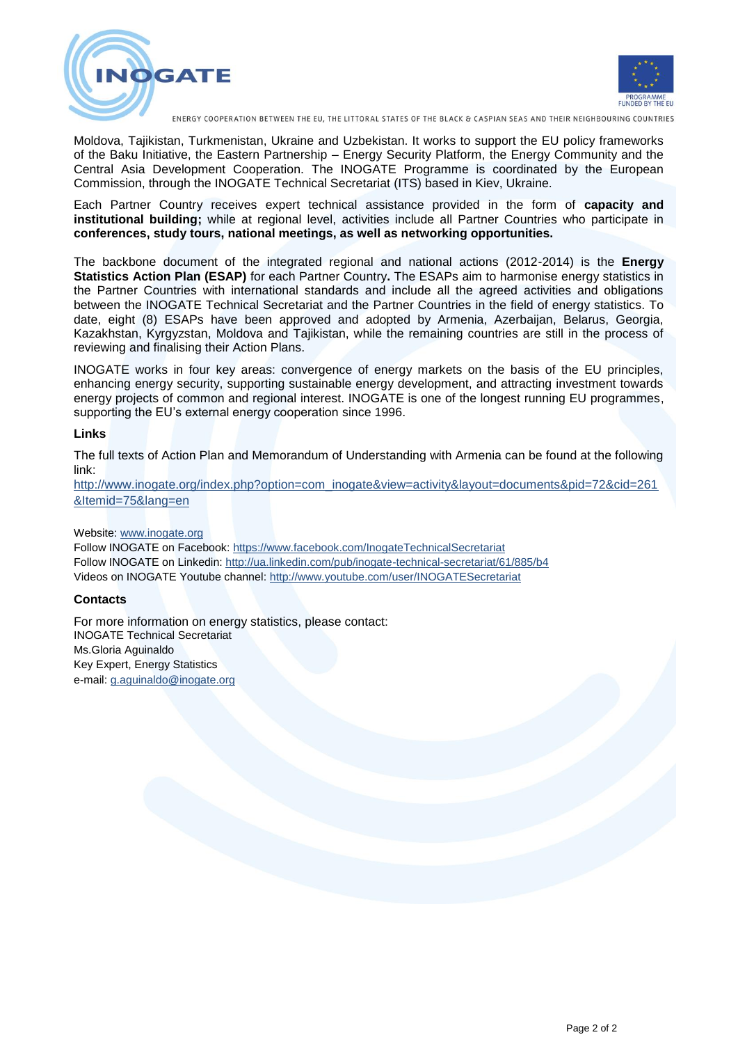Moldova, Tajikistan, Turkmenistan, Ukraine and Uzbekistan. It works to support the EU policy frameworks of the Baku Initiative, the Eastern Partnership – Energy Security Platform, the Energy Community and the Central Asia Development Cooperation. The INOGATE Programme is coordinated by the European Commission, through the INOGATE Technical Secretariat (ITS) based in Kiev, Ukraine.

Each Partner Country receives expert technical assistance provided in the form of **capacity and institutional building;** while at regional level, activities include all Partner Countries who participate in **conferences, study tours, national meetings, as well as networking opportunities.**

The backbone document of the integrated regional and national actions (2012-2014) is the **Energy Statistics Action Plan (ESAP)** for each Partner Country**.** The ESAPs aim to harmonise energy statistics in the Partner Countries with international standards and include all the agreed activities and obligations between the INOGATE Technical Secretariat and the Partner Countries in the field of energy statistics. To date, eight (8) ESAPs have been approved and adopted by Armenia, Azerbaijan, Belarus, Georgia, Kazakhstan, Kyrgyzstan, Moldova and Tajikistan, while the remaining countries are still in the process of reviewing and finalising their Action Plans.

INOGATE works in four key areas: convergence of energy markets on the basis of the EU principles, enhancing energy security, supporting sustainable energy development, and attracting investment towards energy projects of common and regional interest. INOGATE is one of the longest running EU programmes, supporting the EU's external energy cooperation since 1996.

**Links**

The full texts of Action Plan and Memorandum of Understanding with Armenia can be found at the following link:
http://www.inogate.org/index.php?option=com_inogate&view=activity&layout=documents&pid=72&cid=261&Itemid=75&lang=en

Website: www.inogate.org
Follow INOGATE on Facebook: https://www.facebook.com/InogateTechnicalSecretariat
Follow INOGATE on Linkedin: http://ua.linkedin.com/pub/inogate-technical-secretariat/61/885/b4
Videos on INOGATE Youtube channel: http://www.youtube.com/user/INOGATESecretariat

**Contacts**

For more information on energy statistics, please contact:
INOGATE Technical Secretariat
Ms.Gloria Aguinaldo
Key Expert, Energy Statistics
e-mail: g.aguinaldo@inogate.org